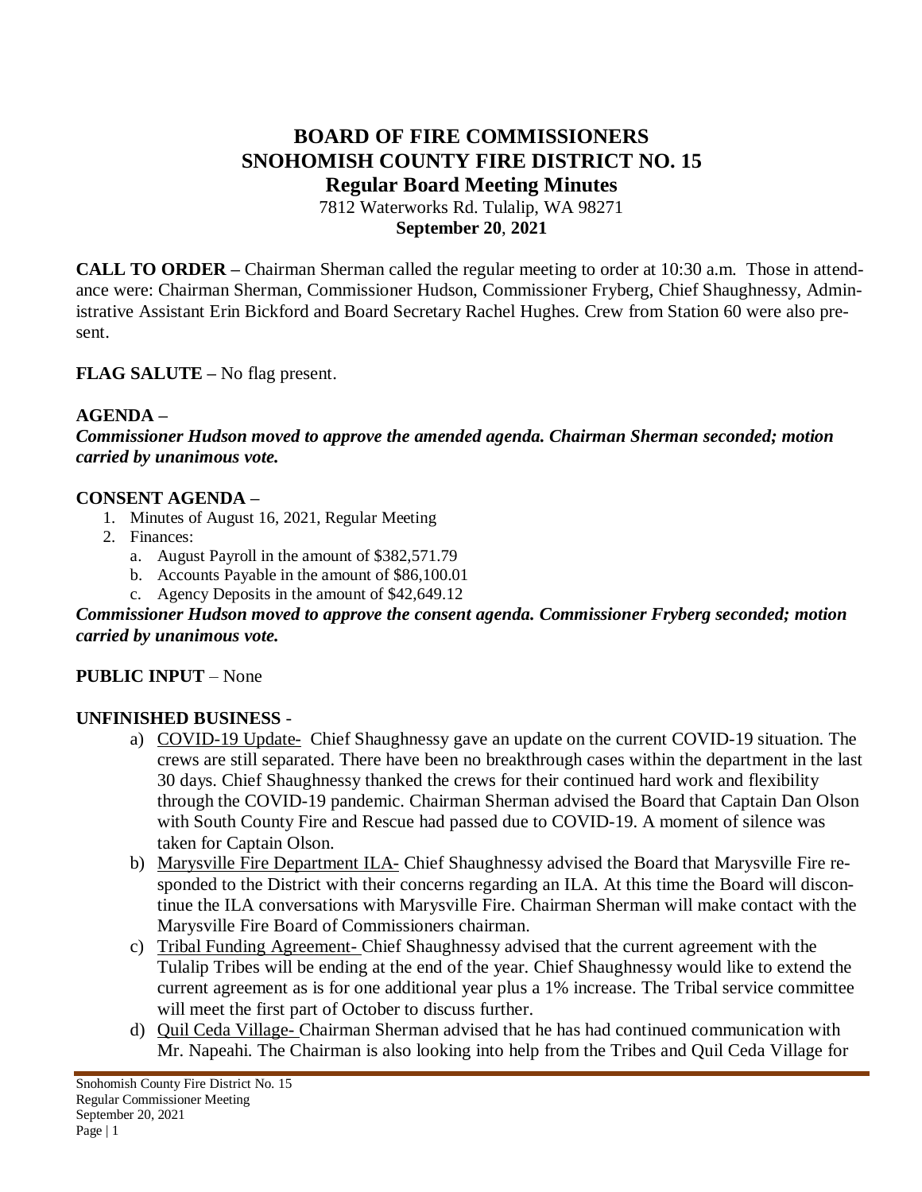# BOARD OF FIRE COMMISSIONERS
# SNOHOMISH COUNTY FIRE DISTRICT NO. 15
## Regular Board Meeting Minutes

7812 Waterworks Rd. Tulalip, WA 98271

**September 20, 2021**

**CALL TO ORDER –** Chairman Sherman called the regular meeting to order at 10:30 a.m. Those in attendance were: Chairman Sherman, Commissioner Hudson, Commissioner Fryberg, Chief Shaughnessy, Administrative Assistant Erin Bickford and Board Secretary Rachel Hughes. Crew from Station 60 were also present.

**FLAG SALUTE –** No flag present.

**AGENDA –**

***Commissioner Hudson moved to approve the amended agenda. Chairman Sherman seconded; motion carried by unanimous vote.***

**CONSENT AGENDA –**

1. Minutes of August 16, 2021, Regular Meeting
2. Finances:
   a. August Payroll in the amount of $382,571.79
   b. Accounts Payable in the amount of $86,100.01
   c. Agency Deposits in the amount of $42,649.12

***Commissioner Hudson moved to approve the consent agenda. Commissioner Fryberg seconded; motion carried by unanimous vote.***

**PUBLIC INPUT** – None

**UNFINISHED BUSINESS** -

a) COVID-19 Update- Chief Shaughnessy gave an update on the current COVID-19 situation. The crews are still separated. There have been no breakthrough cases within the department in the last 30 days. Chief Shaughnessy thanked the crews for their continued hard work and flexibility through the COVID-19 pandemic. Chairman Sherman advised the Board that Captain Dan Olson with South County Fire and Rescue had passed due to COVID-19. A moment of silence was taken for Captain Olson.

b) Marysville Fire Department ILA- Chief Shaughnessy advised the Board that Marysville Fire responded to the District with their concerns regarding an ILA. At this time the Board will discontinue the ILA conversations with Marysville Fire. Chairman Sherman will make contact with the Marysville Fire Board of Commissioners chairman.

c) Tribal Funding Agreement- Chief Shaughnessy advised that the current agreement with the Tulalip Tribes will be ending at the end of the year. Chief Shaughnessy would like to extend the current agreement as is for one additional year plus a 1% increase. The Tribal service committee will meet the first part of October to discuss further.

d) Quil Ceda Village- Chairman Sherman advised that he has had continued communication with Mr. Napeahi. The Chairman is also looking into help from the Tribes and Quil Ceda Village for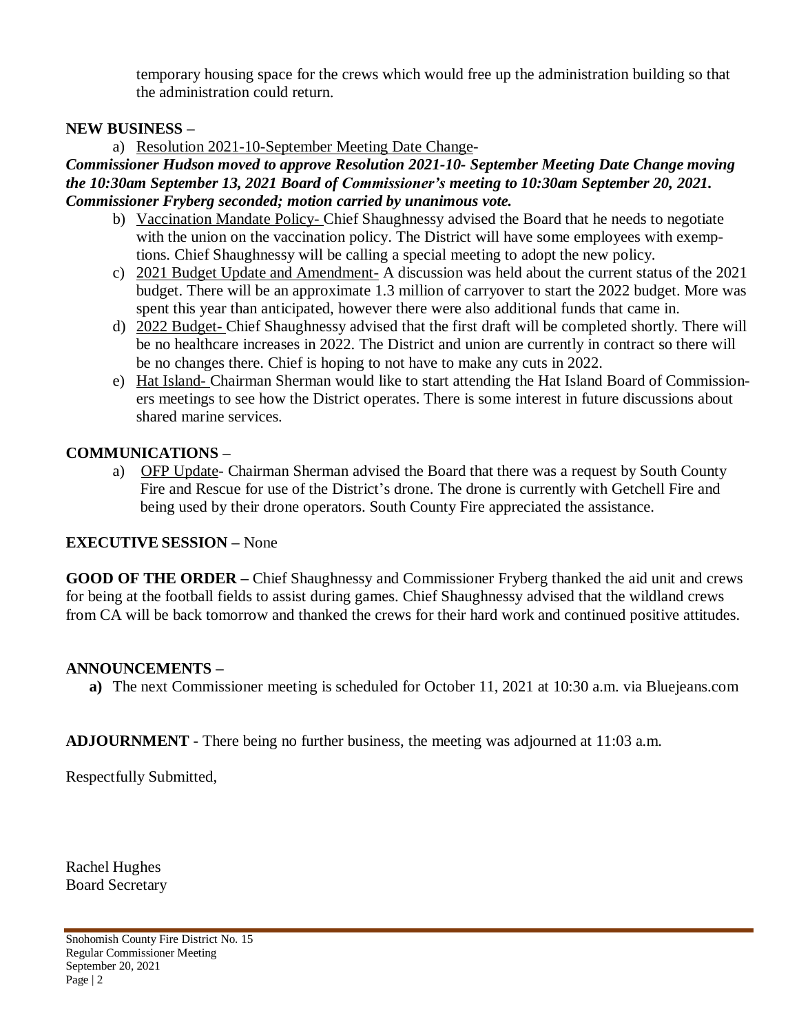temporary housing space for the crews which would free up the administration building so that the administration could return.

**NEW BUSINESS –**

a) Resolution 2021-10-September Meeting Date Change-

***Commissioner Hudson moved to approve Resolution 2021-10- September Meeting Date Change moving the 10:30am September 13, 2021 Board of Commissioner's meeting to 10:30am September 20, 2021. Commissioner Fryberg seconded; motion carried by unanimous vote.***

b) Vaccination Mandate Policy- Chief Shaughnessy advised the Board that he needs to negotiate with the union on the vaccination policy. The District will have some employees with exemptions. Chief Shaughnessy will be calling a special meeting to adopt the new policy.

c) 2021 Budget Update and Amendment- A discussion was held about the current status of the 2021 budget. There will be an approximate 1.3 million of carryover to start the 2022 budget. More was spent this year than anticipated, however there were also additional funds that came in.

d) 2022 Budget- Chief Shaughnessy advised that the first draft will be completed shortly. There will be no healthcare increases in 2022. The District and union are currently in contract so there will be no changes there. Chief is hoping to not have to make any cuts in 2022.

e) Hat Island- Chairman Sherman would like to start attending the Hat Island Board of Commissioners meetings to see how the District operates. There is some interest in future discussions about shared marine services.

**COMMUNICATIONS –**

a) OFP Update- Chairman Sherman advised the Board that there was a request by South County Fire and Rescue for use of the District's drone. The drone is currently with Getchell Fire and being used by their drone operators. South County Fire appreciated the assistance.

**EXECUTIVE SESSION –** None

**GOOD OF THE ORDER –** Chief Shaughnessy and Commissioner Fryberg thanked the aid unit and crews for being at the football fields to assist during games. Chief Shaughnessy advised that the wildland crews from CA will be back tomorrow and thanked the crews for their hard work and continued positive attitudes.

**ANNOUNCEMENTS –**

**a)** The next Commissioner meeting is scheduled for October 11, 2021 at 10:30 a.m. via Bluejeans.com

**ADJOURNMENT -** There being no further business, the meeting was adjourned at 11:03 a.m.

Respectfully Submitted,

Rachel Hughes
Board Secretary